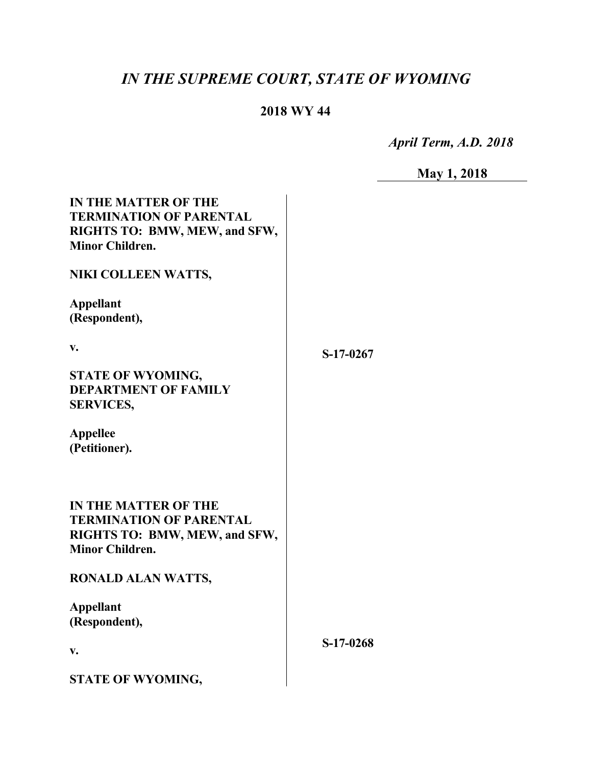# *IN THE SUPREME COURT, STATE OF WYOMING*

**2018 WY 44**

*April Term, A.D. 2018*

**May 1, 2018**

**IN THE MATTER OF THE TERMINATION OF PARENTAL RIGHTS TO: BMW, MEW, and SFW, Minor Children.**

**NIKI COLLEEN WATTS,**

**Appellant (Respondent),**

**v.**

**STATE OF WYOMING, DEPARTMENT OF FAMILY SERVICES,**

**Appellee (Petitioner).**

**S-17-0267**

**IN THE MATTER OF THE TERMINATION OF PARENTAL RIGHTS TO: BMW, MEW, and SFW, Minor Children.**

**RONALD ALAN WATTS,**

**Appellant (Respondent),**

**v.**

**STATE OF WYOMING,**

**S-17-0268**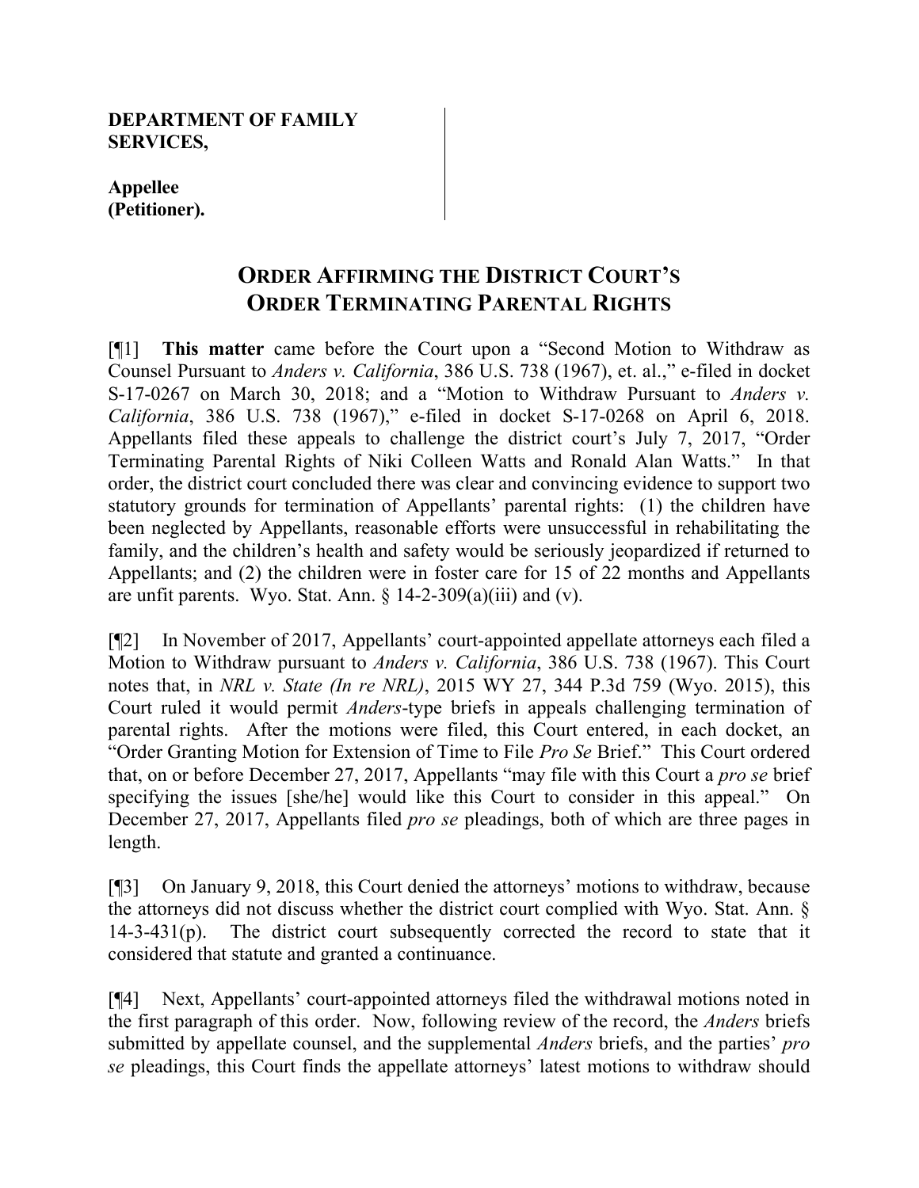**DEPARTMENT OF FAMILY SERVICES,**

**Appellee (Petitioner).**

## ORDER AFFIRMING THE DISTRICT COURT'S ORDER TERMINATING PARENTAL RIGHTS

[¶1] **This matter** came before the Court upon a "Second Motion to Withdraw as Counsel Pursuant to *Anders v. California*, 386 U.S. 738 (1967), et. al.," e-filed in docket S-17-0267 on March 30, 2018; and a "Motion to Withdraw Pursuant to *Anders v. California*, 386 U.S. 738 (1967)," e-filed in docket S-17-0268 on April 6, 2018. Appellants filed these appeals to challenge the district court's July 7, 2017, "Order Terminating Parental Rights of Niki Colleen Watts and Ronald Alan Watts." In that order, the district court concluded there was clear and convincing evidence to support two statutory grounds for termination of Appellants' parental rights: (1) the children have been neglected by Appellants, reasonable efforts were unsuccessful in rehabilitating the family, and the children's health and safety would be seriously jeopardized if returned to Appellants; and (2) the children were in foster care for 15 of 22 months and Appellants are unfit parents. Wyo. Stat. Ann. § 14-2-309(a)(iii) and (v).

[¶2] In November of 2017, Appellants' court-appointed appellate attorneys each filed a Motion to Withdraw pursuant to *Anders v. California*, 386 U.S. 738 (1967). This Court notes that, in *NRL v. State (In re NRL)*, 2015 WY 27, 344 P.3d 759 (Wyo. 2015), this Court ruled it would permit *Anders*-type briefs in appeals challenging termination of parental rights. After the motions were filed, this Court entered, in each docket, an "Order Granting Motion for Extension of Time to File *Pro Se* Brief." This Court ordered that, on or before December 27, 2017, Appellants "may file with this Court a *pro se* brief specifying the issues [she/he] would like this Court to consider in this appeal." On December 27, 2017, Appellants filed *pro se* pleadings, both of which are three pages in length.

[¶3] On January 9, 2018, this Court denied the attorneys' motions to withdraw, because the attorneys did not discuss whether the district court complied with Wyo. Stat. Ann. § 14-3-431(p). The district court subsequently corrected the record to state that it considered that statute and granted a continuance.

[¶4] Next, Appellants' court-appointed attorneys filed the withdrawal motions noted in the first paragraph of this order. Now, following review of the record, the *Anders* briefs submitted by appellate counsel, and the supplemental *Anders* briefs, and the parties' *pro se* pleadings, this Court finds the appellate attorneys' latest motions to withdraw should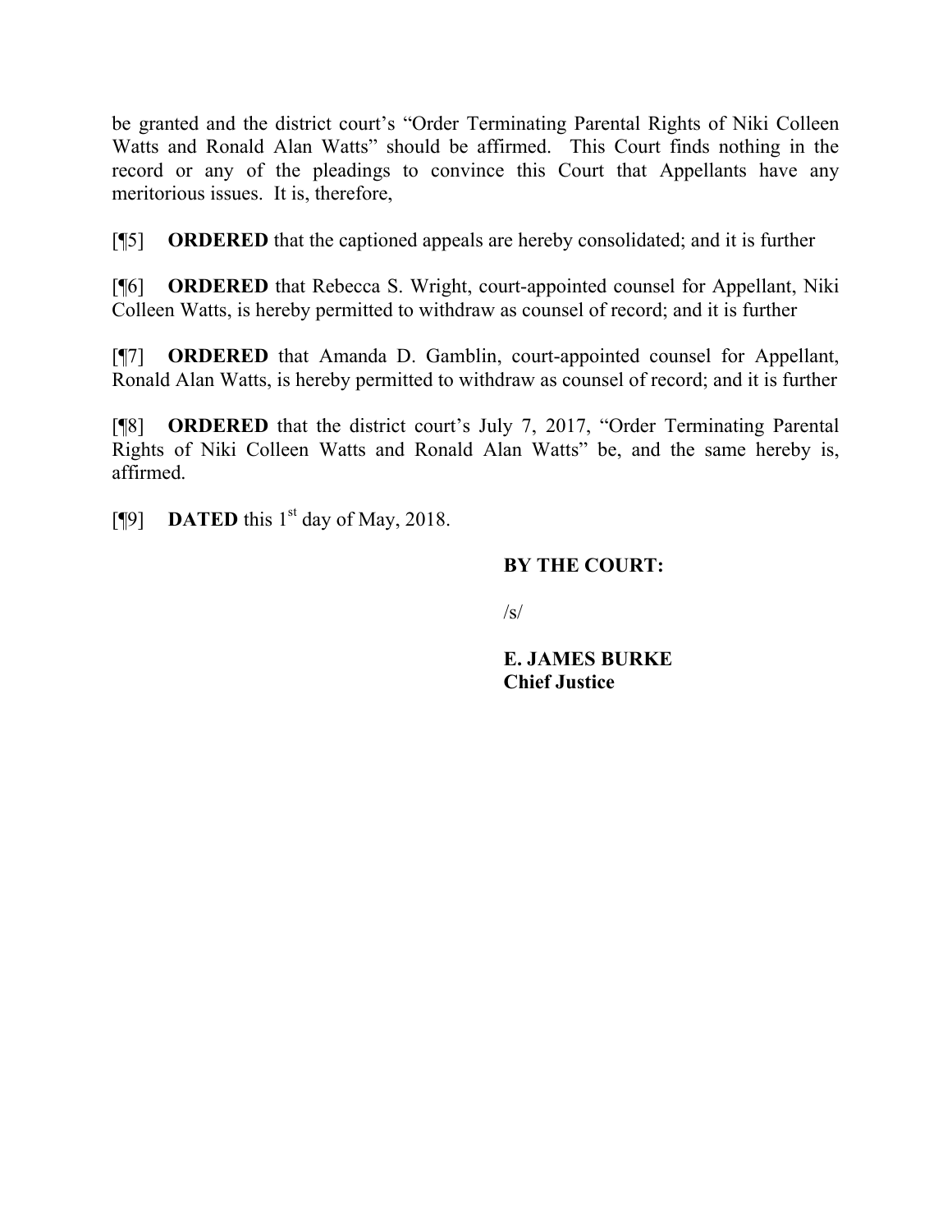be granted and the district court's "Order Terminating Parental Rights of Niki Colleen Watts and Ronald Alan Watts" should be affirmed. This Court finds nothing in the record or any of the pleadings to convince this Court that Appellants have any meritorious issues. It is, therefore,

[¶5] **ORDERED** that the captioned appeals are hereby consolidated; and it is further

[¶6] **ORDERED** that Rebecca S. Wright, court-appointed counsel for Appellant, Niki Colleen Watts, is hereby permitted to withdraw as counsel of record; and it is further

[¶7] **ORDERED** that Amanda D. Gamblin, court-appointed counsel for Appellant, Ronald Alan Watts, is hereby permitted to withdraw as counsel of record; and it is further

[¶8] **ORDERED** that the district court's July 7, 2017, "Order Terminating Parental Rights of Niki Colleen Watts and Ronald Alan Watts" be, and the same hereby is, affirmed.

[¶9] **DATED** this 1st day of May, 2018.

**BY THE COURT:**

/s/

**E. JAMES BURKE**
**Chief Justice**